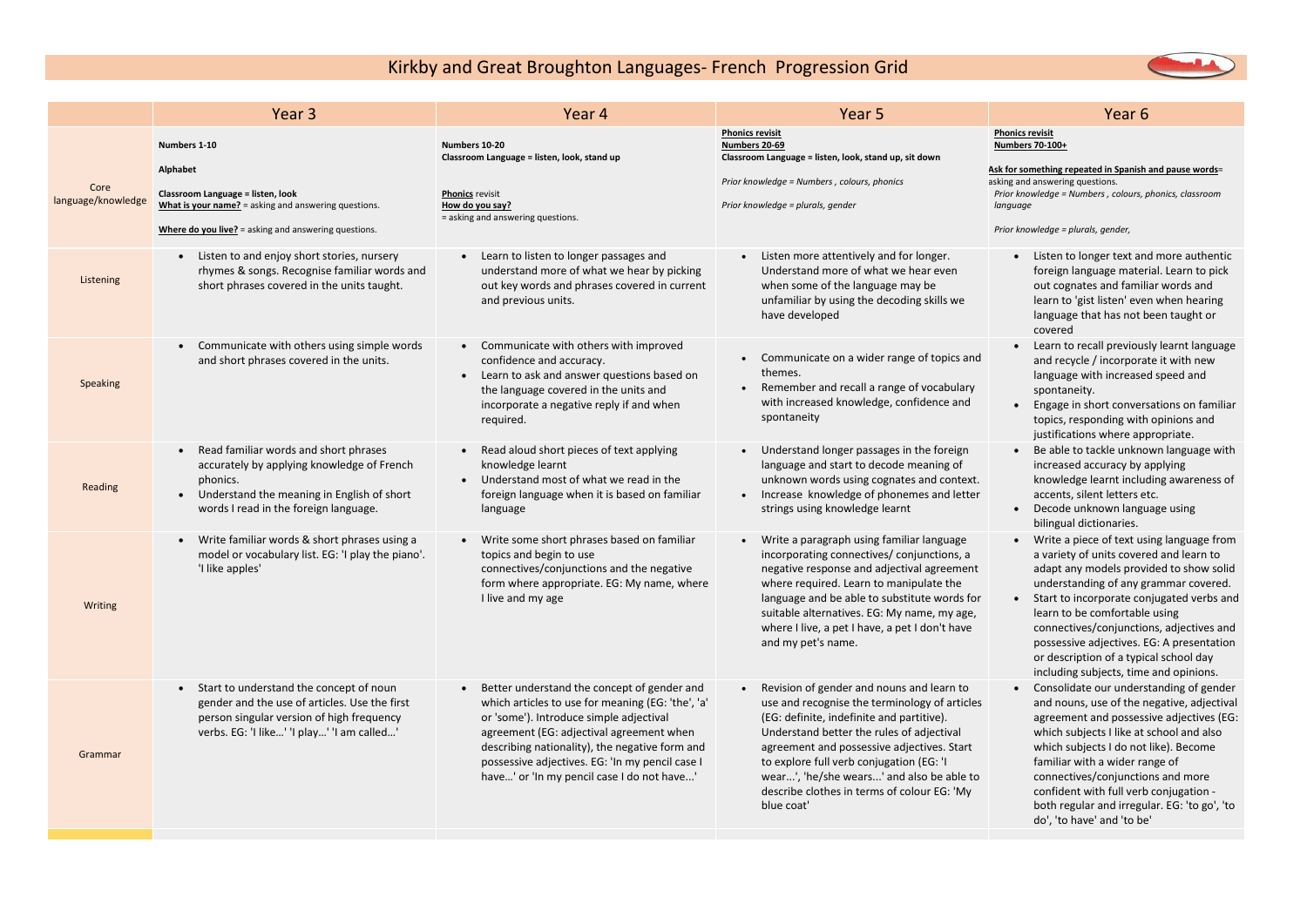# Kirkby and Great Broughton Languages- French Progression Grid

| | Year 3 | Year 4 | Year 5 | Year 6 |
|---|---|---|---|---|
| Core language/knowledge | **Numbers 1-10**<br><br>**Alphabet**<br><br>**Classroom Language = listen, look**<br>**<u>What is your name?</u>** = asking and answering questions.<br><br>**<u>Where do you live?</u>** = asking and answering questions. | **Numbers 10-20**<br>**Classroom Language = listen, look, stand up**<br><br>**<u>Phonics</u>** revisit<br>**<u>How do you say?</u>**<br>= asking and answering questions. | **<u>Phonics revisit</u>**<br>**<u>Numbers 20-69</u>**<br>**Classroom Language = listen, look, stand up, sit down**<br><br>*Prior knowledge = Numbers , colours, phonics*<br><br>*Prior knowledge = plurals, gender* | **<u>Phonics revisit</u>**<br>**<u>Numbers 70-100+</u>**<br><br>**<u>Ask for something repeated in Spanish and pause words</u>**= asking and answering questions.<br>*Prior knowledge = Numbers , colours, phonics, classroom language*<br><br>*Prior knowledge = plurals, gender,* |
| Listening | • Listen to and enjoy short stories, nursery rhymes & songs. Recognise familiar words and short phrases covered in the units taught. | • Learn to listen to longer passages and understand more of what we hear by picking out key words and phrases covered in current and previous units. | • Listen more attentively and for longer. Understand more of what we hear even when some of the language may be unfamiliar by using the decoding skills we have developed | • Listen to longer text and more authentic foreign language material. Learn to pick out cognates and familiar words and learn to 'gist listen' even when hearing language that has not been taught or covered |
| Speaking | • Communicate with others using simple words and short phrases covered in the units. | • Communicate with others with improved confidence and accuracy.<br>• Learn to ask and answer questions based on the language covered in the units and incorporate a negative reply if and when required. | • Communicate on a wider range of topics and themes.<br>• Remember and recall a range of vocabulary with increased knowledge, confidence and spontaneity | • Learn to recall previously learnt language and recycle / incorporate it with new language with increased speed and spontaneity.<br>• Engage in short conversations on familiar topics, responding with opinions and justifications where appropriate. |
| Reading | • Read familiar words and short phrases accurately by applying knowledge of French phonics.<br>• Understand the meaning in English of short words I read in the foreign language. | • Read aloud short pieces of text applying knowledge learnt<br>• Understand most of what we read in the foreign language when it is based on familiar language | • Understand longer passages in the foreign language and start to decode meaning of unknown words using cognates and context.<br>• Increase knowledge of phonemes and letter strings using knowledge learnt | • Be able to tackle unknown language with increased accuracy by applying knowledge learnt including awareness of accents, silent letters etc.<br>• Decode unknown language using bilingual dictionaries. |
| Writing | • Write familiar words & short phrases using a model or vocabulary list. EG: 'I play the piano'. 'I like apples' | • Write some short phrases based on familiar topics and begin to use connectives/conjunctions and the negative form where appropriate. EG: My name, where I live and my age | • Write a paragraph using familiar language incorporating connectives/ conjunctions, a negative response and adjectival agreement where required. Learn to manipulate the language and be able to substitute words for suitable alternatives. EG: My name, my age, where I live, a pet I have, a pet I don't have and my pet's name. | • Write a piece of text using language from a variety of units covered and learn to adapt any models provided to show solid understanding of any grammar covered.<br>• Start to incorporate conjugated verbs and learn to be comfortable using connectives/conjunctions, adjectives and possessive adjectives. EG: A presentation or description of a typical school day including subjects, time and opinions. |
| Grammar | • Start to understand the concept of noun gender and the use of articles. Use the first person singular version of high frequency verbs. EG: 'I like…' 'I play…' 'I am called…' | • Better understand the concept of gender and which articles to use for meaning (EG: 'the', 'a' or 'some'). Introduce simple adjectival agreement (EG: adjectival agreement when describing nationality), the negative form and possessive adjectives. EG: 'In my pencil case I have…' or 'In my pencil case I do not have...' | • Revision of gender and nouns and learn to use and recognise the terminology of articles (EG: definite, indefinite and partitive). Understand better the rules of adjectival agreement and possessive adjectives. Start to explore full verb conjugation (EG: 'I wear...', 'he/she wears...' and also be able to describe clothes in terms of colour EG: 'My blue coat' | • Consolidate our understanding of gender and nouns, use of the negative, adjectival agreement and possessive adjectives (EG: which subjects I like at school and also which subjects I do not like). Become familiar with a wider range of connectives/conjunctions and more confident with full verb conjugation - both regular and irregular. EG: 'to go', 'to do', 'to have' and 'to be' |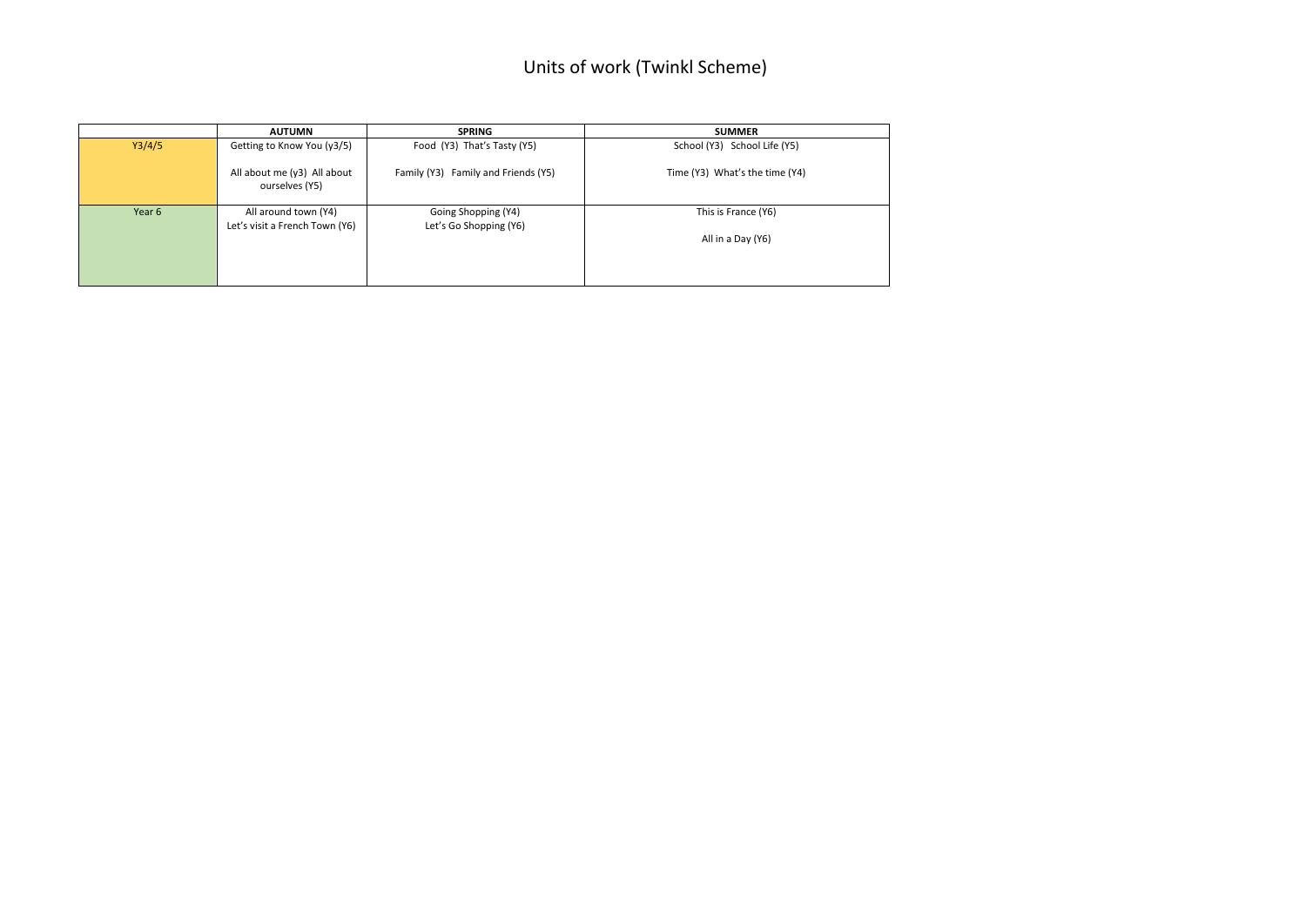# Units of work (Twinkl Scheme)

| | AUTUMN | SPRING | SUMMER |
|---|---|---|---|
| Y3/4/5 | Getting to Know You (y3/5)<br><br>All about me (y3) All about ourselves (Y5) | Food (Y3) That's Tasty (Y5)<br><br>Family (Y3) Family and Friends (Y5) | School (Y3) School Life (Y5)<br><br>Time (Y3) What's the time (Y4) |
| Year 6 | All around town (Y4)<br>Let's visit a French Town (Y6) | Going Shopping (Y4)<br>Let's Go Shopping (Y6) | This is France (Y6)<br><br>All in a Day (Y6) |